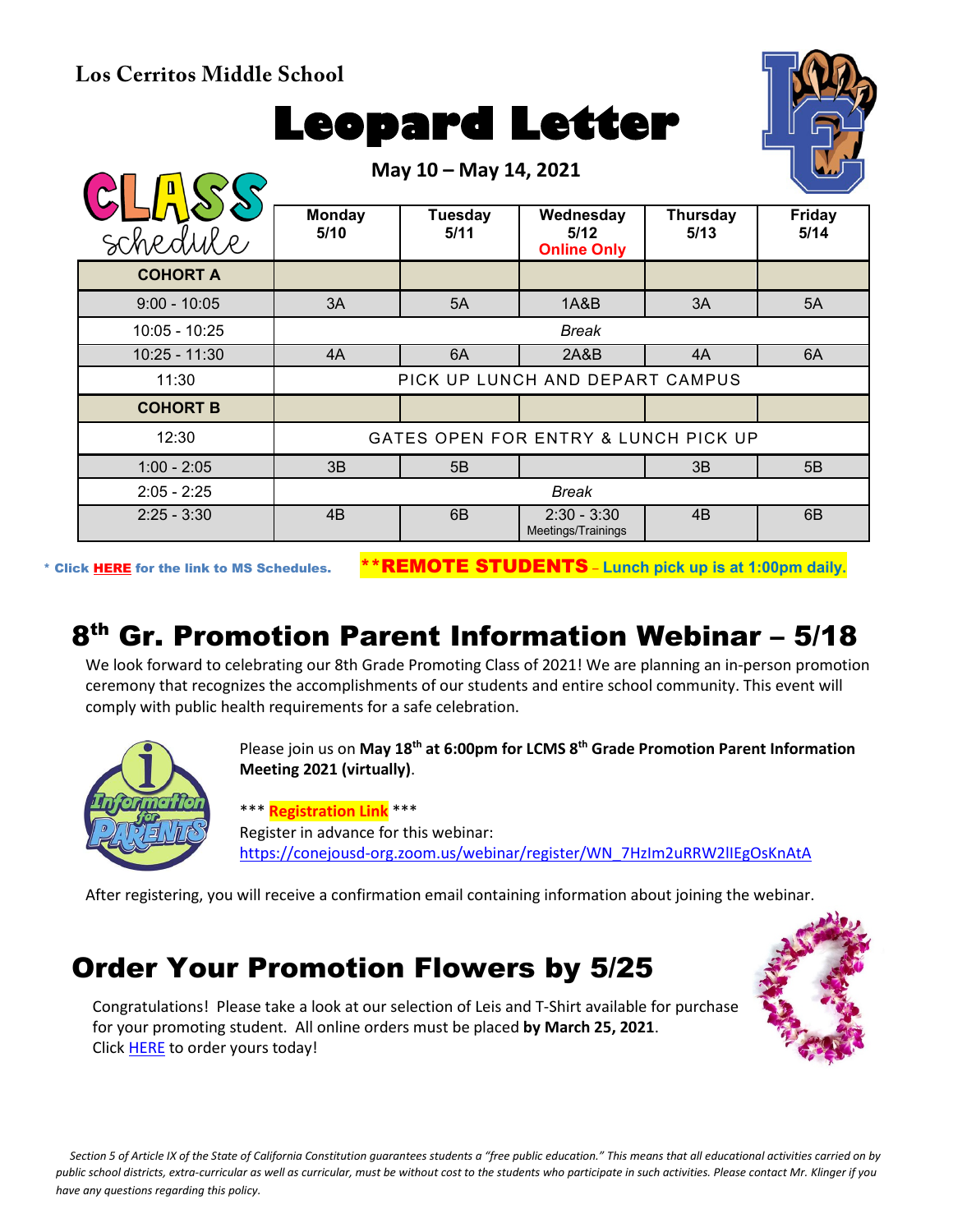**Los Cerritos Middle School**

# Leopard Letter

**May 10 – May 14, 2021**

CLASS schedule

| | Monday 5/10 | Tuesday 5/11 | Wednesday 5/12 Online Only | Thursday 5/13 | Friday 5/14 |
|---|---|---|---|---|---|
| **COHORT A** | | | | | |
| 9:00 - 10:05 | 3A | 5A | 1A&B | 3A | 5A |
| 10:05 - 10:25 | *Break* | | | | |
| 10:25 - 11:30 | 4A | 6A | 2A&B | 4A | 6A |
| 11:30 | PICK UP LUNCH AND DEPART CAMPUS | | | | |
| **COHORT B** | | | | | |
| 12:30 | GATES OPEN FOR ENTRY & LUNCH PICK UP | | | | |
| 1:00 - 2:05 | 3B | 5B | | 3B | 5B |
| 2:05 - 2:25 | *Break* | | | | |
| 2:25 - 3:30 | 4B | 6B | 2:30 - 3:30 Meetings/Trainings | 4B | 6B |

\* Click **HERE** for the link to MS Schedules.

****REMOTE STUDENTS** – Lunch pick up is at 1:00pm daily.**

## 8th Gr. Promotion Parent Information Webinar – 5/18

We look forward to celebrating our 8th Grade Promoting Class of 2021! We are planning an in-person promotion ceremony that recognizes the accomplishments of our students and entire school community. This event will comply with public health requirements for a safe celebration.

Please join us on **May 18th at 6:00pm for LCMS 8th Grade Promotion Parent Information Meeting 2021 (virtually)**.

*** **Registration Link** ***
Register in advance for this webinar:
https://conejousd-org.zoom.us/webinar/register/WN_7HzIm2uRRW2lIEgOsKnAtA

After registering, you will receive a confirmation email containing information about joining the webinar.

## Order Your Promotion Flowers by 5/25

Congratulations! Please take a look at our selection of Leis and T-Shirt available for purchase for your promoting student. All online orders must be placed **by March 25, 2021**.
Click HERE to order yours today!

*Section 5 of Article IX of the State of California Constitution guarantees students a "free public education." This means that all educational activities carried on by public school districts, extra-curricular as well as curricular, must be without cost to the students who participate in such activities. Please contact Mr. Klinger if you have any questions regarding this policy.*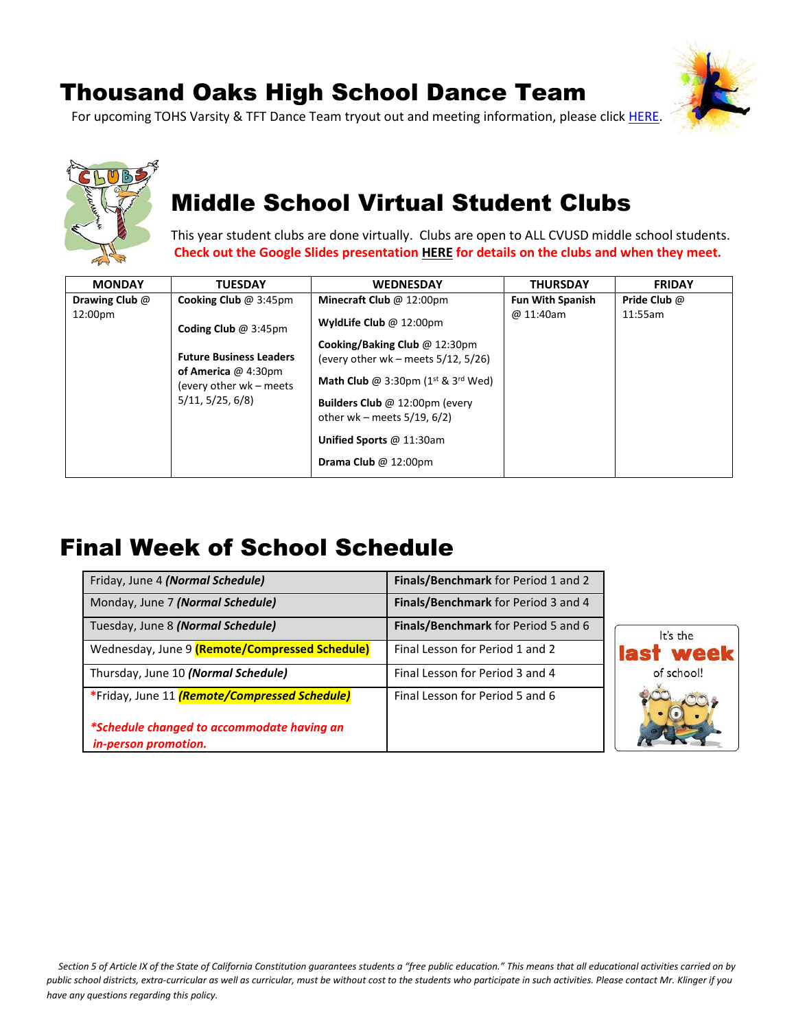# Thousand Oaks High School Dance Team

For upcoming TOHS Varsity & TFT Dance Team tryout out and meeting information, please click HERE.

# Middle School Virtual Student Clubs

This year student clubs are done virtually. Clubs are open to ALL CVUSD middle school students. **Check out the Google Slides presentation HERE for details on the clubs and when they meet.**

| MONDAY | TUESDAY | WEDNESDAY | THURSDAY | FRIDAY |
|---|---|---|---|---|
| **Drawing Club** @ 12:00pm | **Cooking Club** @ 3:45pm<br><br>**Coding Club** @ 3:45pm<br><br>**Future Business Leaders of America** @ 4:30pm (every other wk – meets 5/11, 5/25, 6/8) | **Minecraft Club** @ 12:00pm<br><br>**WyldLife Club** @ 12:00pm<br><br>**Cooking/Baking Club** @ 12:30pm (every other wk – meets 5/12, 5/26)<br><br>**Math Club** @ 3:30pm (1st & 3rd Wed)<br><br>**Builders Club** @ 12:00pm (every other wk – meets 5/19, 6/2)<br><br>**Unified Sports** @ 11:30am<br><br>**Drama Club** @ 12:00pm | **Fun With Spanish** @ 11:40am | **Pride Club** @ 11:55am |

# Final Week of School Schedule

| | |
|---|---|
| Friday, June 4 ***(Normal Schedule)*** | **Finals/Benchmark** for Period 1 and 2 |
| Monday, June 7 ***(Normal Schedule)*** | **Finals/Benchmark** for Period 3 and 4 |
| Tuesday, June 8 ***(Normal Schedule)*** | **Finals/Benchmark** for Period 5 and 6 |
| Wednesday, June 9 **(Remote/Compressed Schedule)** | Final Lesson for Period 1 and 2 |
| Thursday, June 10 ***(Normal Schedule)*** | Final Lesson for Period 3 and 4 |
| *Friday, June 11 ***(Remote/Compressed Schedule)***<br><br>***\*Schedule changed to accommodate having an in-person promotion.*** | Final Lesson for Period 5 and 6 |

It's the **last week** of school!

*Section 5 of Article IX of the State of California Constitution guarantees students a "free public education." This means that all educational activities carried on by public school districts, extra-curricular as well as curricular, must be without cost to the students who participate in such activities. Please contact Mr. Klinger if you have any questions regarding this policy.*